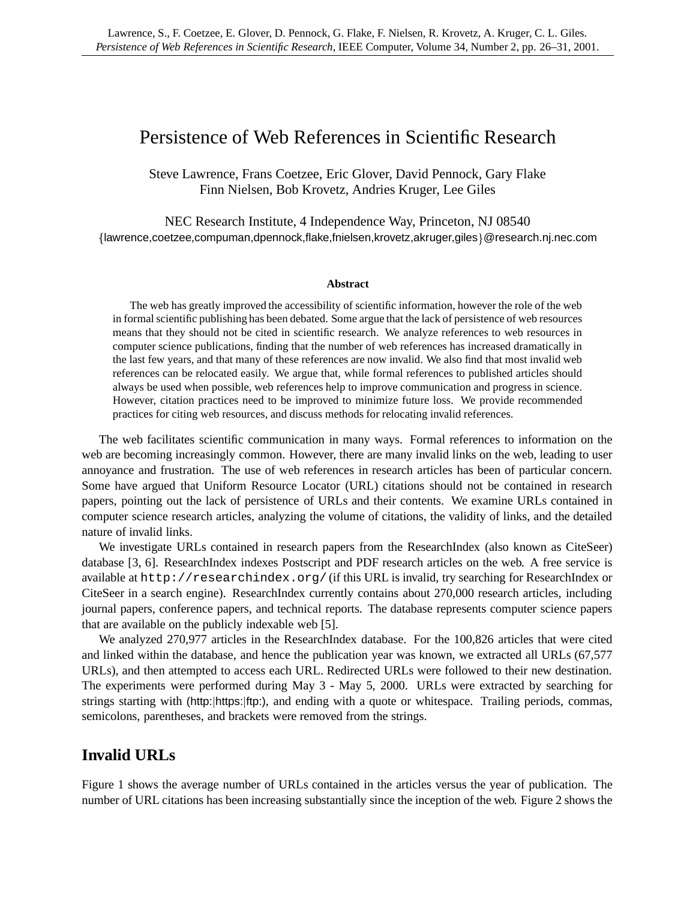# Persistence of Web References in Scientific Research

Steve Lawrence, Frans Coetzee, Eric Glover, David Pennock, Gary Flake
Finn Nielsen, Bob Krovetz, Andries Kruger, Lee Giles

NEC Research Institute, 4 Independence Way, Princeton, NJ 08540
{lawrence,coetzee,compuman,dpennock,flake,fnielsen,krovetz,akruger,giles}@research.nj.nec.com

**Abstract**

The web has greatly improved the accessibility of scientific information, however the role of the web in formal scientific publishing has been debated. Some argue that the lack of persistence of web resources means that they should not be cited in scientific research. We analyze references to web resources in computer science publications, finding that the number of web references has increased dramatically in the last few years, and that many of these references are now invalid. We also find that most invalid web references can be relocated easily. We argue that, while formal references to published articles should always be used when possible, web references help to improve communication and progress in science. However, citation practices need to be improved to minimize future loss. We provide recommended practices for citing web resources, and discuss methods for relocating invalid references.

The web facilitates scientific communication in many ways. Formal references to information on the web are becoming increasingly common. However, there are many invalid links on the web, leading to user annoyance and frustration. The use of web references in research articles has been of particular concern. Some have argued that Uniform Resource Locator (URL) citations should not be contained in research papers, pointing out the lack of persistence of URLs and their contents. We examine URLs contained in computer science research articles, analyzing the volume of citations, the validity of links, and the detailed nature of invalid links.

We investigate URLs contained in research papers from the ResearchIndex (also known as CiteSeer) database [3, 6]. ResearchIndex indexes Postscript and PDF research articles on the web. A free service is available at `http://researchindex.org/` (if this URL is invalid, try searching for ResearchIndex or CiteSeer in a search engine). ResearchIndex currently contains about 270,000 research articles, including journal papers, conference papers, and technical reports. The database represents computer science papers that are available on the publicly indexable web [5].

We analyzed 270,977 articles in the ResearchIndex database. For the 100,826 articles that were cited and linked within the database, and hence the publication year was known, we extracted all URLs (67,577 URLs), and then attempted to access each URL. Redirected URLs were followed to their new destination. The experiments were performed during May 3 - May 5, 2000. URLs were extracted by searching for strings starting with (http:|https:|ftp:), and ending with a quote or whitespace. Trailing periods, commas, semicolons, parentheses, and brackets were removed from the strings.

## Invalid URLs

Figure 1 shows the average number of URLs contained in the articles versus the year of publication. The number of URL citations has been increasing substantially since the inception of the web. Figure 2 shows the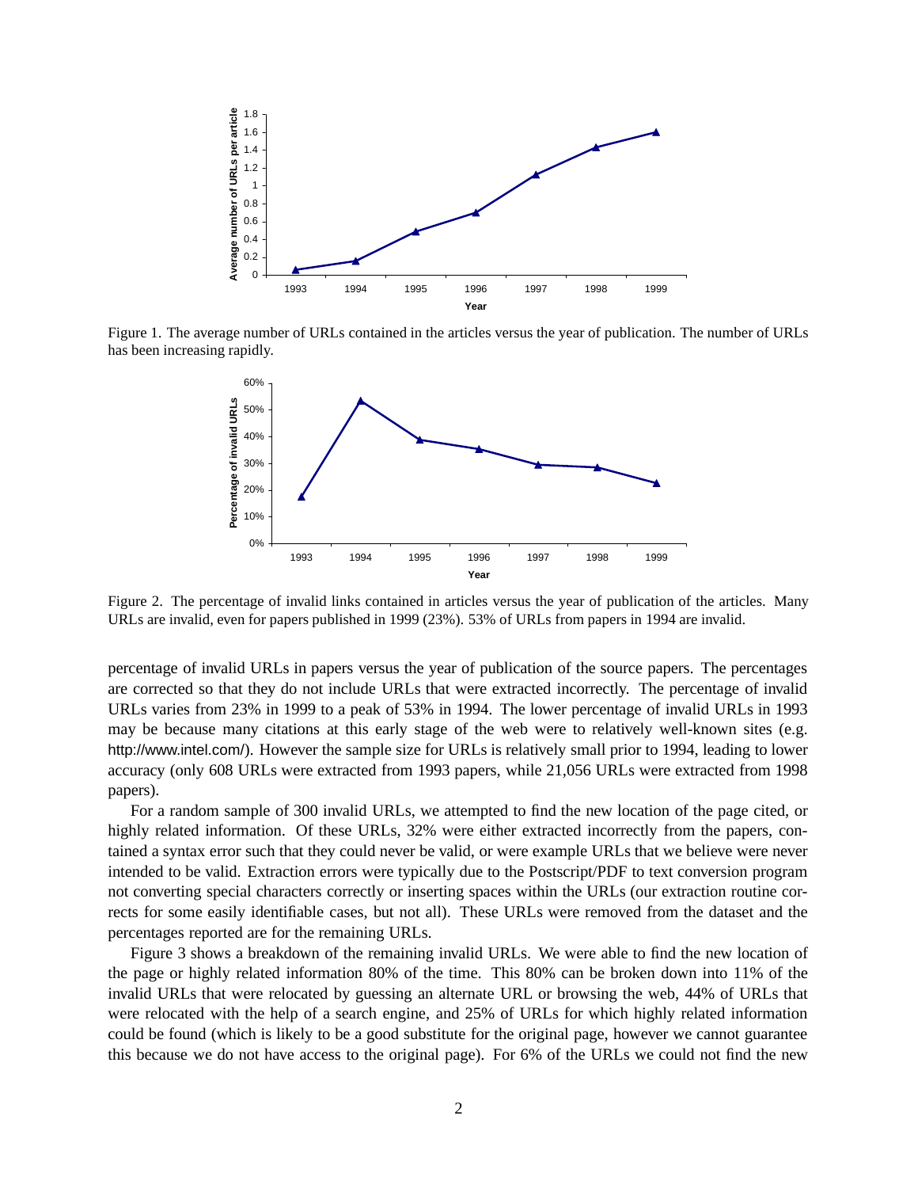Figure 1. The average number of URLs contained in the articles versus the year of publication. The number of URLs has been increasing rapidly.

Figure 2. The percentage of invalid links contained in articles versus the year of publication of the articles. Many URLs are invalid, even for papers published in 1999 (23%). 53% of URLs from papers in 1994 are invalid.

percentage of invalid URLs in papers versus the year of publication of the source papers. The percentages are corrected so that they do not include URLs that were extracted incorrectly. The percentage of invalid URLs varies from 23% in 1999 to a peak of 53% in 1994. The lower percentage of invalid URLs in 1993 may be because many citations at this early stage of the web were to relatively well-known sites (e.g. http://www.intel.com/). However the sample size for URLs is relatively small prior to 1994, leading to lower accuracy (only 608 URLs were extracted from 1993 papers, while 21,056 URLs were extracted from 1998 papers).

For a random sample of 300 invalid URLs, we attempted to find the new location of the page cited, or highly related information. Of these URLs, 32% were either extracted incorrectly from the papers, contained a syntax error such that they could never be valid, or were example URLs that we believe were never intended to be valid. Extraction errors were typically due to the Postscript/PDF to text conversion program not converting special characters correctly or inserting spaces within the URLs (our extraction routine corrects for some easily identifiable cases, but not all). These URLs were removed from the dataset and the percentages reported are for the remaining URLs.

Figure 3 shows a breakdown of the remaining invalid URLs. We were able to find the new location of the page or highly related information 80% of the time. This 80% can be broken down into 11% of the invalid URLs that were relocated by guessing an alternate URL or browsing the web, 44% of URLs that were relocated with the help of a search engine, and 25% of URLs for which highly related information could be found (which is likely to be a good substitute for the original page, however we cannot guarantee this because we do not have access to the original page). For 6% of the URLs we could not find the new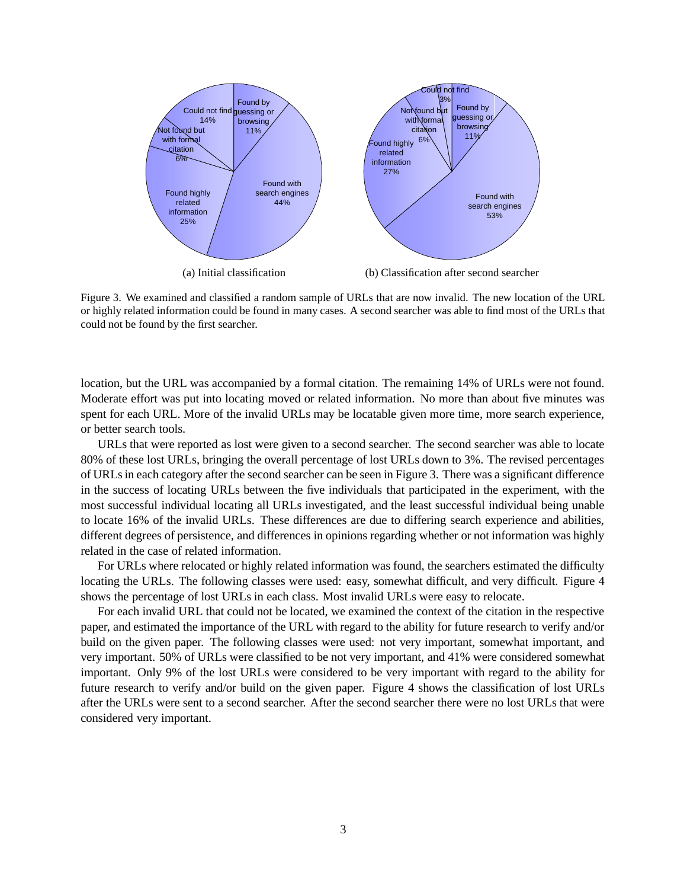(a) Initial classification

(b) Classification after second searcher

Figure 3. We examined and classified a random sample of URLs that are now invalid. The new location of the URL or highly related information could be found in many cases. A second searcher was able to find most of the URLs that could not be found by the first searcher.

location, but the URL was accompanied by a formal citation. The remaining 14% of URLs were not found. Moderate effort was put into locating moved or related information. No more than about five minutes was spent for each URL. More of the invalid URLs may be locatable given more time, more search experience, or better search tools.

URLs that were reported as lost were given to a second searcher. The second searcher was able to locate 80% of these lost URLs, bringing the overall percentage of lost URLs down to 3%. The revised percentages of URLs in each category after the second searcher can be seen in Figure 3. There was a significant difference in the success of locating URLs between the five individuals that participated in the experiment, with the most successful individual locating all URLs investigated, and the least successful individual being unable to locate 16% of the invalid URLs. These differences are due to differing search experience and abilities, different degrees of persistence, and differences in opinions regarding whether or not information was highly related in the case of related information.

For URLs where relocated or highly related information was found, the searchers estimated the difficulty locating the URLs. The following classes were used: easy, somewhat difficult, and very difficult. Figure 4 shows the percentage of lost URLs in each class. Most invalid URLs were easy to relocate.

For each invalid URL that could not be located, we examined the context of the citation in the respective paper, and estimated the importance of the URL with regard to the ability for future research to verify and/or build on the given paper. The following classes were used: not very important, somewhat important, and very important. 50% of URLs were classified to be not very important, and 41% were considered somewhat important. Only 9% of the lost URLs were considered to be very important with regard to the ability for future research to verify and/or build on the given paper. Figure 4 shows the classification of lost URLs after the URLs were sent to a second searcher. After the second searcher there were no lost URLs that were considered very important.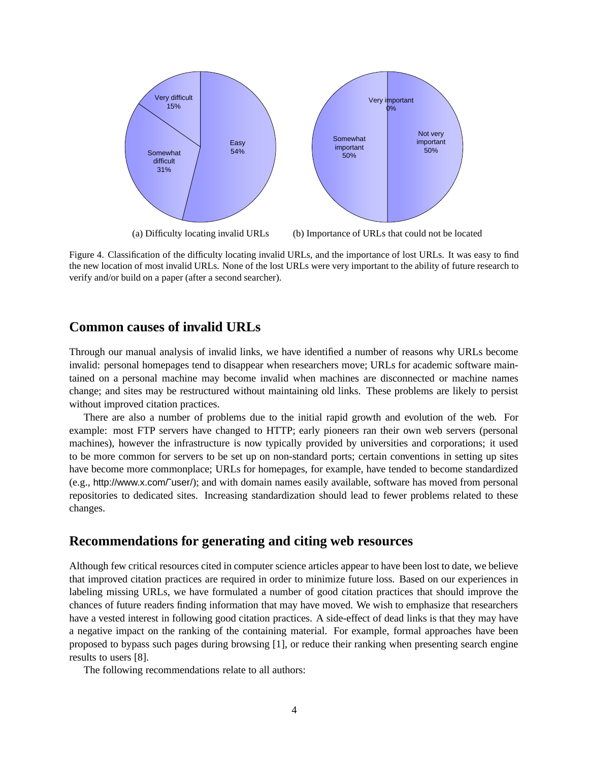(a) Difficulty locating invalid URLs (b) Importance of URLs that could not be located

Figure 4. Classification of the difficulty locating invalid URLs, and the importance of lost URLs. It was easy to find the new location of most invalid URLs. None of the lost URLs were very important to the ability of future research to verify and/or build on a paper (after a second searcher).

## Common causes of invalid URLs

Through our manual analysis of invalid links, we have identified a number of reasons why URLs become invalid: personal homepages tend to disappear when researchers move; URLs for academic software maintained on a personal machine may become invalid when machines are disconnected or machine names change; and sites may be restructured without maintaining old links. These problems are likely to persist without improved citation practices.

There are also a number of problems due to the initial rapid growth and evolution of the web. For example: most FTP servers have changed to HTTP; early pioneers ran their own web servers (personal machines), however the infrastructure is now typically provided by universities and corporations; it used to be more common for servers to be set up on non-standard ports; certain conventions in setting up sites have become more commonplace; URLs for homepages, for example, have tended to become standardized (e.g., http://www.x.com/˜user/); and with domain names easily available, software has moved from personal repositories to dedicated sites. Increasing standardization should lead to fewer problems related to these changes.

## Recommendations for generating and citing web resources

Although few critical resources cited in computer science articles appear to have been lost to date, we believe that improved citation practices are required in order to minimize future loss. Based on our experiences in labeling missing URLs, we have formulated a number of good citation practices that should improve the chances of future readers finding information that may have moved. We wish to emphasize that researchers have a vested interest in following good citation practices. A side-effect of dead links is that they may have a negative impact on the ranking of the containing material. For example, formal approaches have been proposed to bypass such pages during browsing [1], or reduce their ranking when presenting search engine results to users [8].

The following recommendations relate to all authors: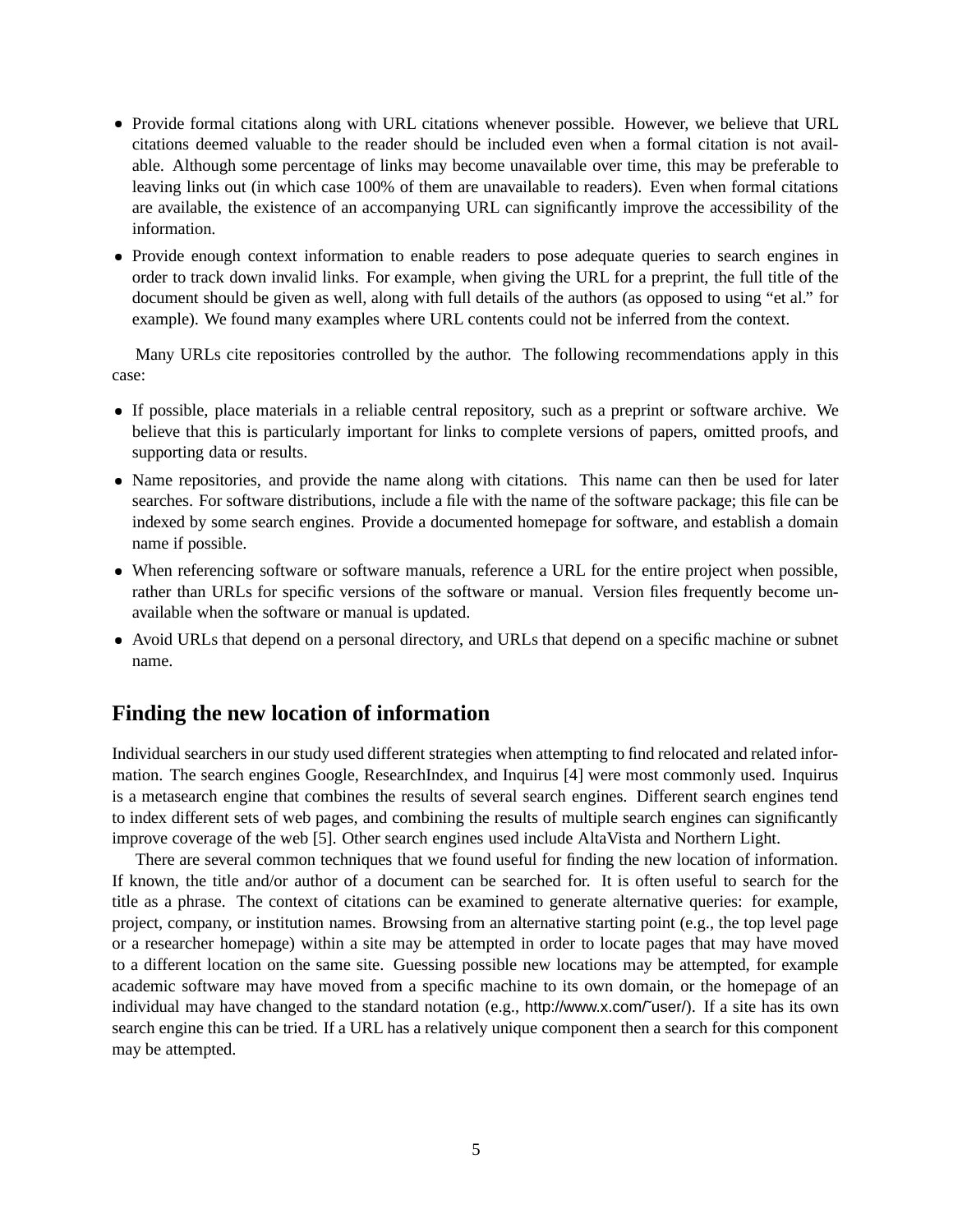- Provide formal citations along with URL citations whenever possible. However, we believe that URL citations deemed valuable to the reader should be included even when a formal citation is not available. Although some percentage of links may become unavailable over time, this may be preferable to leaving links out (in which case 100% of them are unavailable to readers). Even when formal citations are available, the existence of an accompanying URL can significantly improve the accessibility of the information.
- Provide enough context information to enable readers to pose adequate queries to search engines in order to track down invalid links. For example, when giving the URL for a preprint, the full title of the document should be given as well, along with full details of the authors (as opposed to using "et al." for example). We found many examples where URL contents could not be inferred from the context.

Many URLs cite repositories controlled by the author. The following recommendations apply in this case:

- If possible, place materials in a reliable central repository, such as a preprint or software archive. We believe that this is particularly important for links to complete versions of papers, omitted proofs, and supporting data or results.
- Name repositories, and provide the name along with citations. This name can then be used for later searches. For software distributions, include a file with the name of the software package; this file can be indexed by some search engines. Provide a documented homepage for software, and establish a domain name if possible.
- When referencing software or software manuals, reference a URL for the entire project when possible, rather than URLs for specific versions of the software or manual. Version files frequently become unavailable when the software or manual is updated.
- Avoid URLs that depend on a personal directory, and URLs that depend on a specific machine or subnet name.

## Finding the new location of information

Individual searchers in our study used different strategies when attempting to find relocated and related information. The search engines Google, ResearchIndex, and Inquirus [4] were most commonly used. Inquirus is a metasearch engine that combines the results of several search engines. Different search engines tend to index different sets of web pages, and combining the results of multiple search engines can significantly improve coverage of the web [5]. Other search engines used include AltaVista and Northern Light.

There are several common techniques that we found useful for finding the new location of information. If known, the title and/or author of a document can be searched for. It is often useful to search for the title as a phrase. The context of citations can be examined to generate alternative queries: for example, project, company, or institution names. Browsing from an alternative starting point (e.g., the top level page or a researcher homepage) within a site may be attempted in order to locate pages that may have moved to a different location on the same site. Guessing possible new locations may be attempted, for example academic software may have moved from a specific machine to its own domain, or the homepage of an individual may have changed to the standard notation (e.g., http://www.x.com/~user/). If a site has its own search engine this can be tried. If a URL has a relatively unique component then a search for this component may be attempted.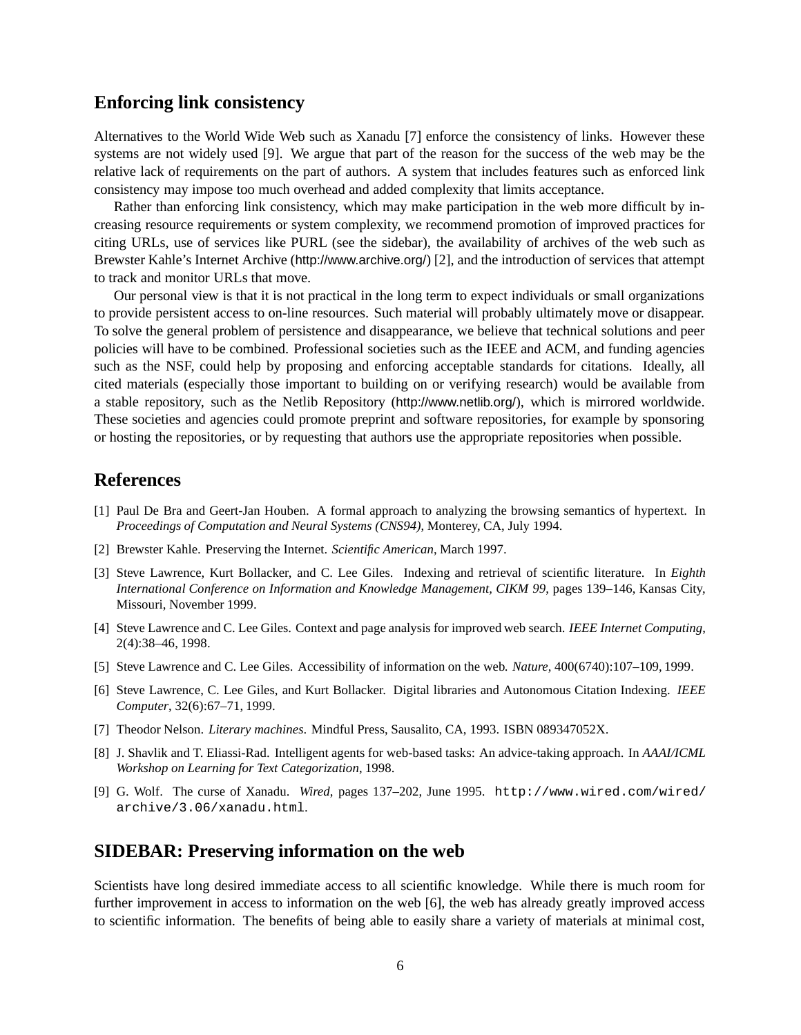## Enforcing link consistency

Alternatives to the World Wide Web such as Xanadu [7] enforce the consistency of links. However these systems are not widely used [9]. We argue that part of the reason for the success of the web may be the relative lack of requirements on the part of authors. A system that includes features such as enforced link consistency may impose too much overhead and added complexity that limits acceptance.

Rather than enforcing link consistency, which may make participation in the web more difficult by increasing resource requirements or system complexity, we recommend promotion of improved practices for citing URLs, use of services like PURL (see the sidebar), the availability of archives of the web such as Brewster Kahle's Internet Archive (http://www.archive.org/) [2], and the introduction of services that attempt to track and monitor URLs that move.

Our personal view is that it is not practical in the long term to expect individuals or small organizations to provide persistent access to on-line resources. Such material will probably ultimately move or disappear. To solve the general problem of persistence and disappearance, we believe that technical solutions and peer policies will have to be combined. Professional societies such as the IEEE and ACM, and funding agencies such as the NSF, could help by proposing and enforcing acceptable standards for citations. Ideally, all cited materials (especially those important to building on or verifying research) would be available from a stable repository, such as the Netlib Repository (http://www.netlib.org/), which is mirrored worldwide. These societies and agencies could promote preprint and software repositories, for example by sponsoring or hosting the repositories, or by requesting that authors use the appropriate repositories when possible.

## References

[1] Paul De Bra and Geert-Jan Houben. A formal approach to analyzing the browsing semantics of hypertext. In *Proceedings of Computation and Neural Systems (CNS94)*, Monterey, CA, July 1994.

[2] Brewster Kahle. Preserving the Internet. *Scientific American*, March 1997.

[3] Steve Lawrence, Kurt Bollacker, and C. Lee Giles. Indexing and retrieval of scientific literature. In *Eighth International Conference on Information and Knowledge Management, CIKM 99*, pages 139–146, Kansas City, Missouri, November 1999.

[4] Steve Lawrence and C. Lee Giles. Context and page analysis for improved web search. *IEEE Internet Computing*, 2(4):38–46, 1998.

[5] Steve Lawrence and C. Lee Giles. Accessibility of information on the web. *Nature*, 400(6740):107–109, 1999.

[6] Steve Lawrence, C. Lee Giles, and Kurt Bollacker. Digital libraries and Autonomous Citation Indexing. *IEEE Computer*, 32(6):67–71, 1999.

[7] Theodor Nelson. *Literary machines*. Mindful Press, Sausalito, CA, 1993. ISBN 089347052X.

[8] J. Shavlik and T. Eliassi-Rad. Intelligent agents for web-based tasks: An advice-taking approach. In *AAAI/ICML Workshop on Learning for Text Categorization*, 1998.

[9] G. Wolf. The curse of Xanadu. *Wired*, pages 137–202, June 1995. `http://www.wired.com/wired/archive/3.06/xanadu.html`.

## SIDEBAR: Preserving information on the web

Scientists have long desired immediate access to all scientific knowledge. While there is much room for further improvement in access to information on the web [6], the web has already greatly improved access to scientific information. The benefits of being able to easily share a variety of materials at minimal cost,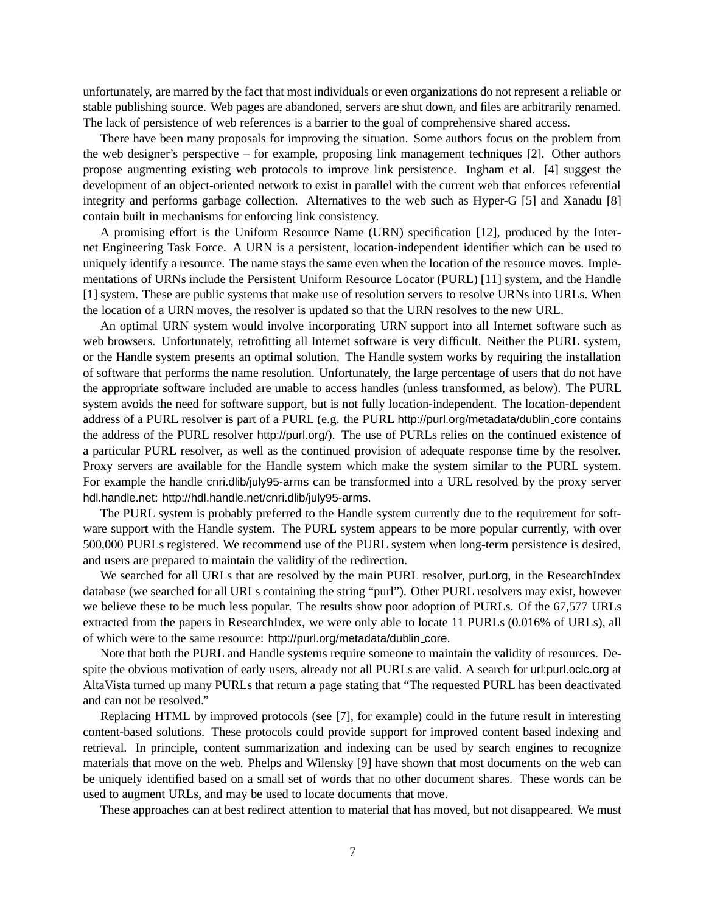unfortunately, are marred by the fact that most individuals or even organizations do not represent a reliable or stable publishing source. Web pages are abandoned, servers are shut down, and files are arbitrarily renamed. The lack of persistence of web references is a barrier to the goal of comprehensive shared access.

There have been many proposals for improving the situation. Some authors focus on the problem from the web designer's perspective – for example, proposing link management techniques [2]. Other authors propose augmenting existing web protocols to improve link persistence. Ingham et al. [4] suggest the development of an object-oriented network to exist in parallel with the current web that enforces referential integrity and performs garbage collection. Alternatives to the web such as Hyper-G [5] and Xanadu [8] contain built in mechanisms for enforcing link consistency.

A promising effort is the Uniform Resource Name (URN) specification [12], produced by the Internet Engineering Task Force. A URN is a persistent, location-independent identifier which can be used to uniquely identify a resource. The name stays the same even when the location of the resource moves. Implementations of URNs include the Persistent Uniform Resource Locator (PURL) [11] system, and the Handle [1] system. These are public systems that make use of resolution servers to resolve URNs into URLs. When the location of a URN moves, the resolver is updated so that the URN resolves to the new URL.

An optimal URN system would involve incorporating URN support into all Internet software such as web browsers. Unfortunately, retrofitting all Internet software is very difficult. Neither the PURL system, or the Handle system presents an optimal solution. The Handle system works by requiring the installation of software that performs the name resolution. Unfortunately, the large percentage of users that do not have the appropriate software included are unable to access handles (unless transformed, as below). The PURL system avoids the need for software support, but is not fully location-independent. The location-dependent address of a PURL resolver is part of a PURL (e.g. the PURL http://purl.org/metadata/dublin_core contains the address of the PURL resolver http://purl.org/). The use of PURLs relies on the continued existence of a particular PURL resolver, as well as the continued provision of adequate response time by the resolver. Proxy servers are available for the Handle system which make the system similar to the PURL system. For example the handle cnri.dlib/july95-arms can be transformed into a URL resolved by the proxy server hdl.handle.net: http://hdl.handle.net/cnri.dlib/july95-arms.

The PURL system is probably preferred to the Handle system currently due to the requirement for software support with the Handle system. The PURL system appears to be more popular currently, with over 500,000 PURLs registered. We recommend use of the PURL system when long-term persistence is desired, and users are prepared to maintain the validity of the redirection.

We searched for all URLs that are resolved by the main PURL resolver, purl.org, in the ResearchIndex database (we searched for all URLs containing the string "purl"). Other PURL resolvers may exist, however we believe these to be much less popular. The results show poor adoption of PURLs. Of the 67,577 URLs extracted from the papers in ResearchIndex, we were only able to locate 11 PURLs (0.016% of URLs), all of which were to the same resource: http://purl.org/metadata/dublin_core.

Note that both the PURL and Handle systems require someone to maintain the validity of resources. Despite the obvious motivation of early users, already not all PURLs are valid. A search for url:purl.oclc.org at AltaVista turned up many PURLs that return a page stating that "The requested PURL has been deactivated and can not be resolved."

Replacing HTML by improved protocols (see [7], for example) could in the future result in interesting content-based solutions. These protocols could provide support for improved content based indexing and retrieval. In principle, content summarization and indexing can be used by search engines to recognize materials that move on the web. Phelps and Wilensky [9] have shown that most documents on the web can be uniquely identified based on a small set of words that no other document shares. These words can be used to augment URLs, and may be used to locate documents that move.

These approaches can at best redirect attention to material that has moved, but not disappeared. We must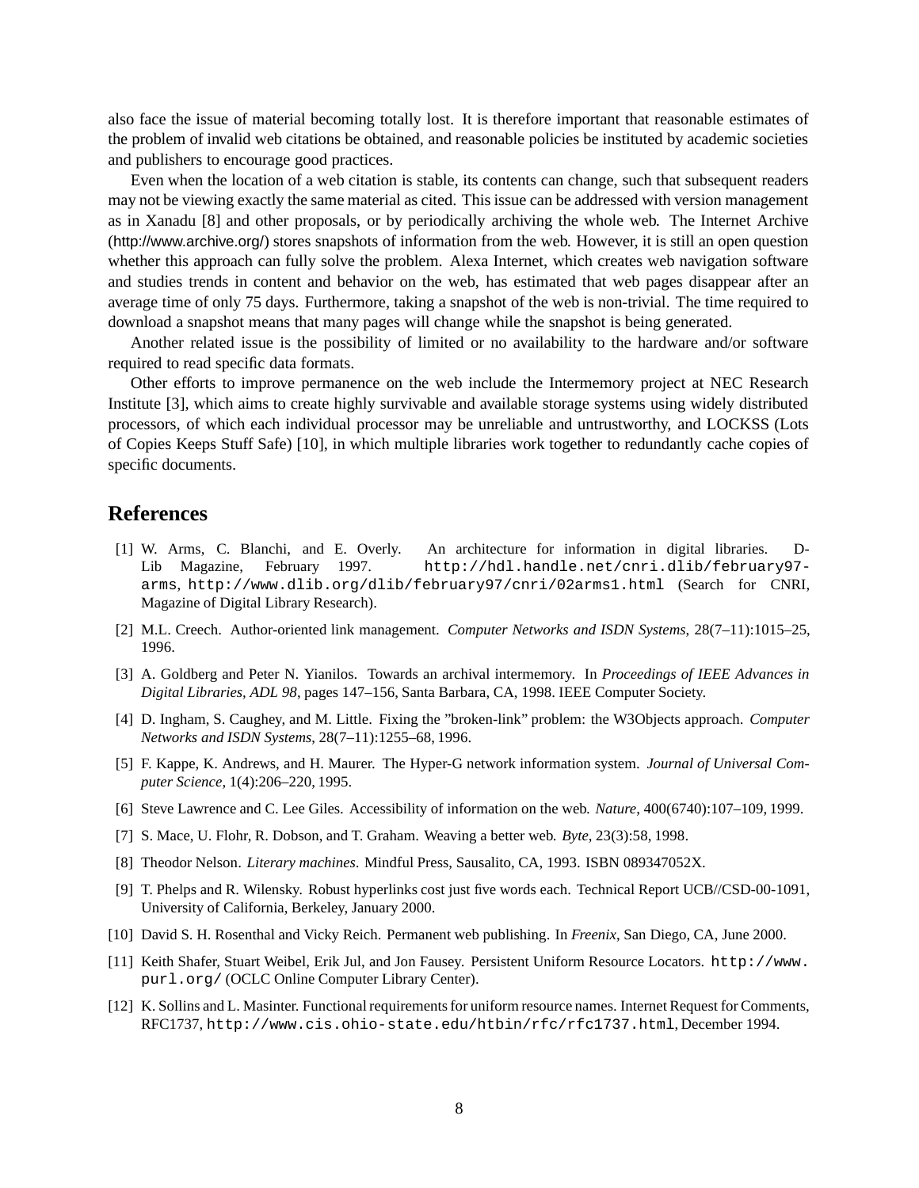also face the issue of material becoming totally lost. It is therefore important that reasonable estimates of the problem of invalid web citations be obtained, and reasonable policies be instituted by academic societies and publishers to encourage good practices.

Even when the location of a web citation is stable, its contents can change, such that subsequent readers may not be viewing exactly the same material as cited. This issue can be addressed with version management as in Xanadu [8] and other proposals, or by periodically archiving the whole web. The Internet Archive (http://www.archive.org/) stores snapshots of information from the web. However, it is still an open question whether this approach can fully solve the problem. Alexa Internet, which creates web navigation software and studies trends in content and behavior on the web, has estimated that web pages disappear after an average time of only 75 days. Furthermore, taking a snapshot of the web is non-trivial. The time required to download a snapshot means that many pages will change while the snapshot is being generated.

Another related issue is the possibility of limited or no availability to the hardware and/or software required to read specific data formats.

Other efforts to improve permanence on the web include the Intermemory project at NEC Research Institute [3], which aims to create highly survivable and available storage systems using widely distributed processors, of which each individual processor may be unreliable and untrustworthy, and LOCKSS (Lots of Copies Keeps Stuff Safe) [10], in which multiple libraries work together to redundantly cache copies of specific documents.

## References

[1] W. Arms, C. Blanchi, and E. Overly. An architecture for information in digital libraries. D-Lib Magazine, February 1997. `http://hdl.handle.net/cnri.dlib/february97-arms`, `http://www.dlib.org/dlib/february97/cnri/02arms1.html` (Search for CNRI, Magazine of Digital Library Research).

[2] M.L. Creech. Author-oriented link management. *Computer Networks and ISDN Systems*, 28(7–11):1015–25, 1996.

[3] A. Goldberg and Peter N. Yianilos. Towards an archival intermemory. In *Proceedings of IEEE Advances in Digital Libraries, ADL 98*, pages 147–156, Santa Barbara, CA, 1998. IEEE Computer Society.

[4] D. Ingham, S. Caughey, and M. Little. Fixing the "broken-link" problem: the W3Objects approach. *Computer Networks and ISDN Systems*, 28(7–11):1255–68, 1996.

[5] F. Kappe, K. Andrews, and H. Maurer. The Hyper-G network information system. *Journal of Universal Computer Science*, 1(4):206–220, 1995.

[6] Steve Lawrence and C. Lee Giles. Accessibility of information on the web. *Nature*, 400(6740):107–109, 1999.

[7] S. Mace, U. Flohr, R. Dobson, and T. Graham. Weaving a better web. *Byte*, 23(3):58, 1998.

[8] Theodor Nelson. *Literary machines*. Mindful Press, Sausalito, CA, 1993. ISBN 089347052X.

[9] T. Phelps and R. Wilensky. Robust hyperlinks cost just five words each. Technical Report UCB//CSD-00-1091, University of California, Berkeley, January 2000.

[10] David S. H. Rosenthal and Vicky Reich. Permanent web publishing. In *Freenix*, San Diego, CA, June 2000.

[11] Keith Shafer, Stuart Weibel, Erik Jul, and Jon Fausey. Persistent Uniform Resource Locators. `http://www.purl.org/` (OCLC Online Computer Library Center).

[12] K. Sollins and L. Masinter. Functional requirements for uniform resource names. Internet Request for Comments, RFC1737, `http://www.cis.ohio-state.edu/htbin/rfc/rfc1737.html`, December 1994.